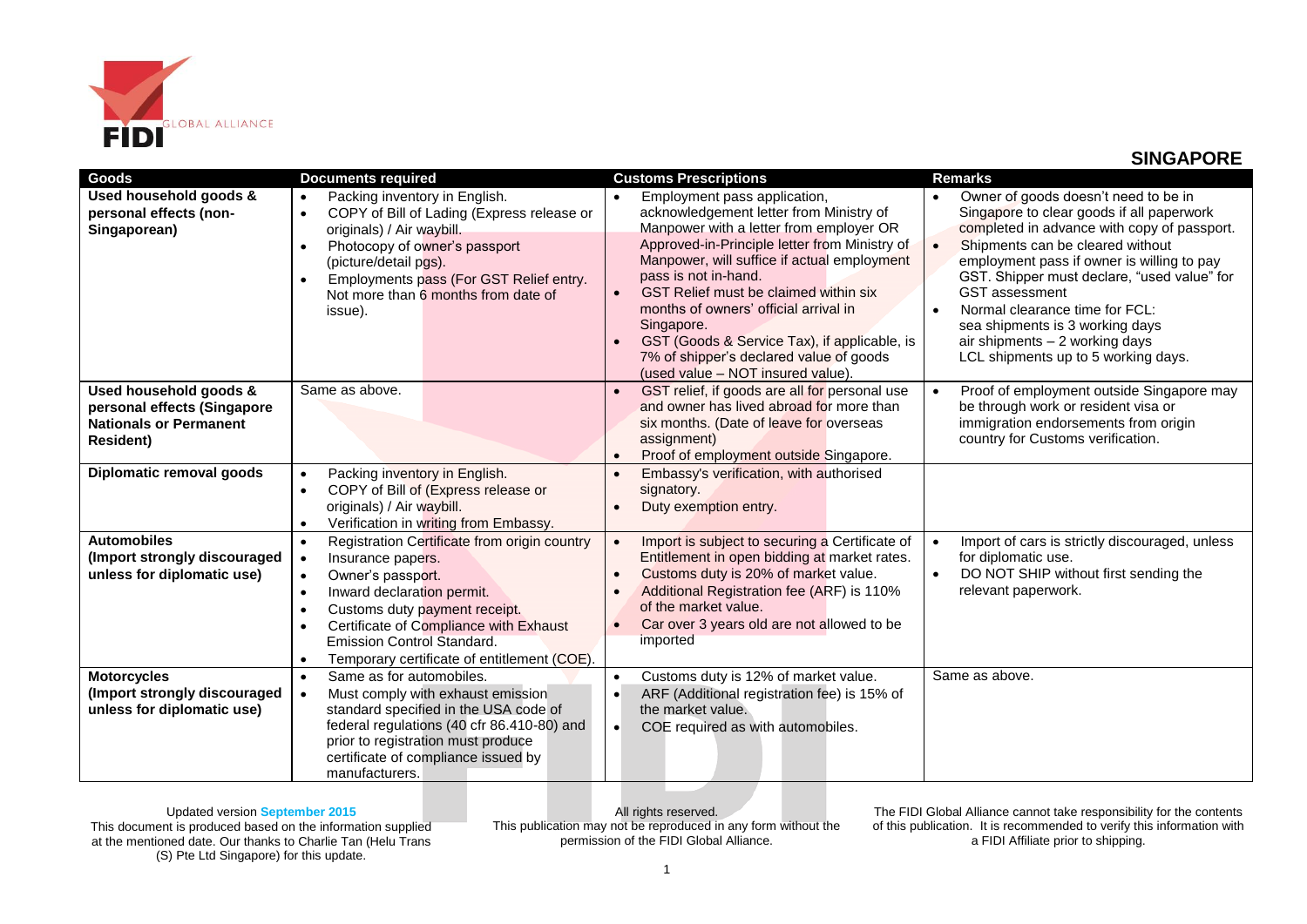# SINGAPORE

| Goods | Documents required | Customs Prescriptions | Remarks |
|---|---|---|---|
| **Used household goods & personal effects (non-Singaporean)** | • Packing inventory in English.<br>• COPY of Bill of Lading (Express release or originals) / Air waybill.<br>• Photocopy of owner's passport (picture/detail pgs).<br>• Employments pass (For GST Relief entry. Not more than 6 months from date of issue). | • Employment pass application, acknowledgement letter from Ministry of Manpower with a letter from employer OR Approved-in-Principle letter from Ministry of Manpower, will suffice if actual employment pass is not in-hand.<br>• GST Relief must be claimed within six months of owners' official arrival in Singapore.<br>• GST (Goods & Service Tax), if applicable, is 7% of shipper's declared value of goods (used value – NOT insured value). | • Owner of goods doesn't need to be in Singapore to clear goods if all paperwork completed in advance with copy of passport.<br>• Shipments can be cleared without employment pass if owner is willing to pay GST. Shipper must declare, "used value" for GST assessment<br>• Normal clearance time for FCL: sea shipments is 3 working days air shipments – 2 working days LCL shipments up to 5 working days. |
| **Used household goods & personal effects (Singapore Nationals or Permanent Resident)** | Same as above. | • GST relief, if goods are all for personal use and owner has lived abroad for more than six months. (Date of leave for overseas assignment)<br>• Proof of employment outside Singapore. | • Proof of employment outside Singapore may be through work or resident visa or immigration endorsements from origin country for Customs verification. |
| **Diplomatic removal goods** | • Packing inventory in English.<br>• COPY of Bill of (Express release or originals) / Air waybill.<br>• Verification in writing from Embassy. | • Embassy's verification, with authorised signatory.<br>• Duty exemption entry. | |
| **Automobiles (Import strongly discouraged unless for diplomatic use)** | • Registration Certificate from origin country<br>• Insurance papers.<br>• Owner's passport.<br>• Inward declaration permit.<br>• Customs duty payment receipt.<br>• Certificate of Compliance with Exhaust Emission Control Standard.<br>• Temporary certificate of entitlement (COE). | • Import is subject to securing a Certificate of Entitlement in open bidding at market rates.<br>• Customs duty is 20% of market value.<br>• Additional Registration fee (ARF) is 110% of the market value.<br>• Car over 3 years old are not allowed to be imported | • Import of cars is strictly discouraged, unless for diplomatic use.<br>• DO NOT SHIP without first sending the relevant paperwork. |
| **Motorcycles (Import strongly discouraged unless for diplomatic use)** | • Same as for automobiles.<br>• Must comply with exhaust emission standard specified in the USA code of federal regulations (40 cfr 86.410-80) and prior to registration must produce certificate of compliance issued by manufacturers. | • Customs duty is 12% of market value.<br>• ARF (Additional registration fee) is 15% of the market value.<br>• COE required as with automobiles. | Same as above. |

Updated version **September 2015**
This document is produced based on the information supplied at the mentioned date. Our thanks to Charlie Tan (Helu Trans (S) Pte Ltd Singapore) for this update.

All rights reserved.
This publication may not be reproduced in any form without the permission of the FIDI Global Alliance.

The FIDI Global Alliance cannot take responsibility for the contents of this publication. It is recommended to verify this information with a FIDI Affiliate prior to shipping.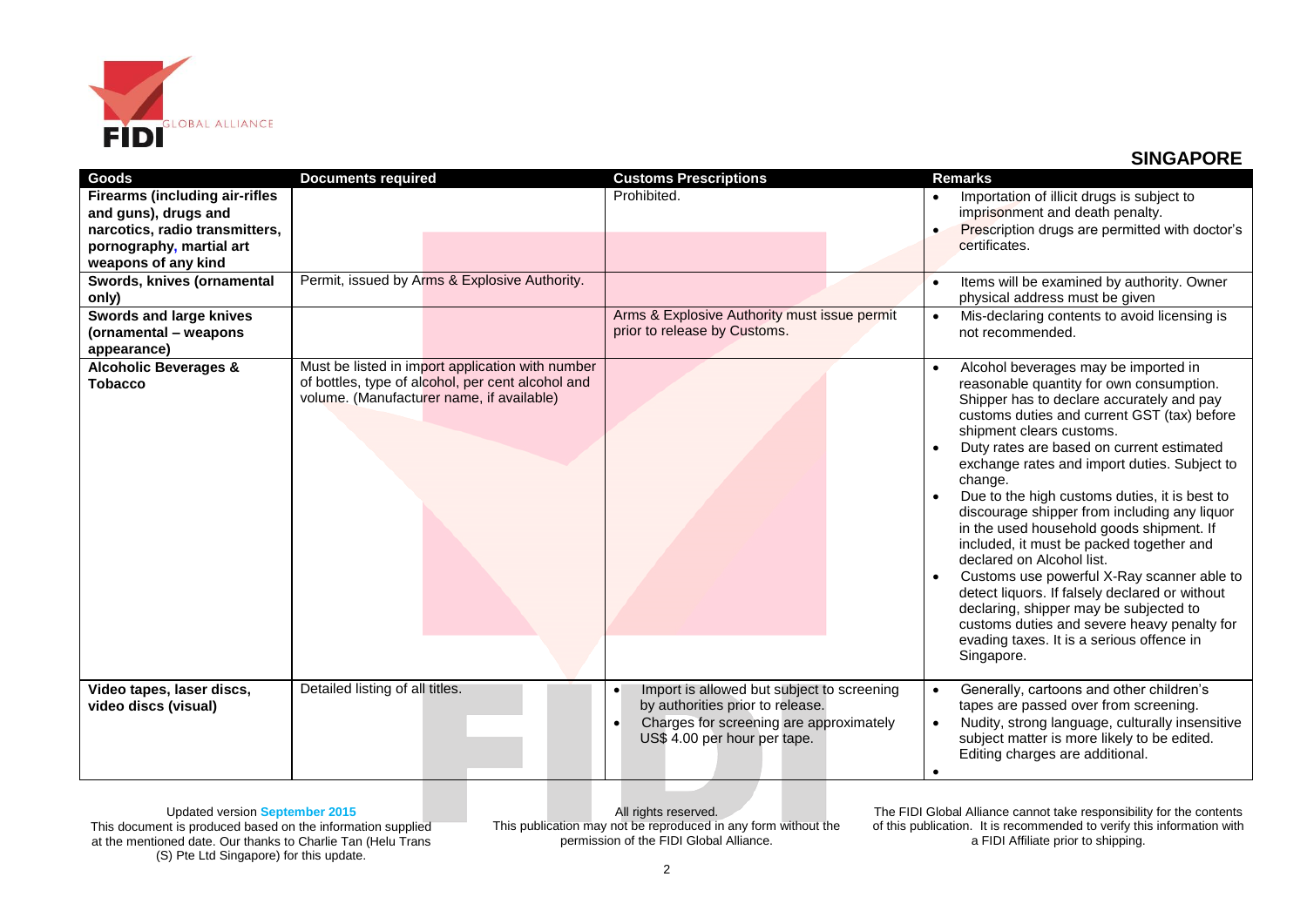## SINGAPORE

| Goods | Documents required | Customs Prescriptions | Remarks |
|---|---|---|---|
| **Firearms (including air-rifles and guns), drugs and narcotics, radio transmitters, pornography, martial art weapons of any kind** | | Prohibited. | • Importation of illicit drugs is subject to imprisonment and death penalty.<br>• Prescription drugs are permitted with doctor's certificates. |
| **Swords, knives (ornamental only)** | Permit, issued by Arms & Explosive Authority. | | • Items will be examined by authority. Owner physical address must be given |
| **Swords and large knives (ornamental – weapons appearance)** | | Arms & Explosive Authority must issue permit prior to release by Customs. | • Mis-declaring contents to avoid licensing is not recommended. |
| **Alcoholic Beverages & Tobacco** | Must be listed in import application with number of bottles, type of alcohol, per cent alcohol and volume. (Manufacturer name, if available) | | • Alcohol beverages may be imported in reasonable quantity for own consumption. Shipper has to declare accurately and pay customs duties and current GST (tax) before shipment clears customs.<br>• Duty rates are based on current estimated exchange rates and import duties. Subject to change.<br>• Due to the high customs duties, it is best to discourage shipper from including any liquor in the used household goods shipment. If included, it must be packed together and declared on Alcohol list.<br>• Customs use powerful X-Ray scanner able to detect liquors. If falsely declared or without declaring, shipper may be subjected to customs duties and severe heavy penalty for evading taxes. It is a serious offence in Singapore. |
| **Video tapes, laser discs, video discs (visual)** | Detailed listing of all titles. | • Import is allowed but subject to screening by authorities prior to release.<br>• Charges for screening are approximately US$ 4.00 per hour per tape. | • Generally, cartoons and other children's tapes are passed over from screening.<br>• Nudity, strong language, culturally insensitive subject matter is more likely to be edited. Editing charges are additional.<br>• |

Updated version **September 2015**
This document is produced based on the information supplied at the mentioned date. Our thanks to Charlie Tan (Helu Trans (S) Pte Ltd Singapore) for this update.

All rights reserved.
This publication may not be reproduced in any form without the permission of the FIDI Global Alliance.

The FIDI Global Alliance cannot take responsibility for the contents of this publication. It is recommended to verify this information with a FIDI Affiliate prior to shipping.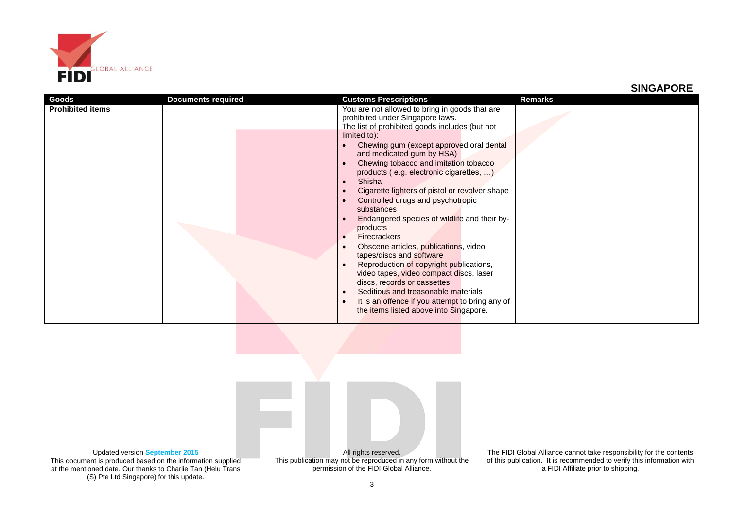## SINGAPORE

| Goods | Documents required | Customs Prescriptions | Remarks |
|---|---|---|---|
| **Prohibited items** | | You are not allowed to bring in goods that are prohibited under Singapore laws.<br>The list of prohibited goods includes (but not limited to):<br>• Chewing gum (except approved oral dental and medicated gum by HSA)<br>• Chewing tobacco and imitation tobacco products ( e.g. electronic cigarettes, …)<br>• Shisha<br>• Cigarette lighters of pistol or revolver shape<br>• Controlled drugs and psychotropic substances<br>• Endangered species of wildlife and their by-products<br>• Firecrackers<br>• Obscene articles, publications, video tapes/discs and software<br>• Reproduction of copyright publications, video tapes, video compact discs, laser discs, records or cassettes<br>• Seditious and treasonable materials<br>• It is an offence if you attempt to bring any of the items listed above into Singapore. | |

Updated version **September 2015**
This document is produced based on the information supplied at the mentioned date. Our thanks to Charlie Tan (Helu Trans (S) Pte Ltd Singapore) for this update.

All rights reserved.
This publication may not be reproduced in any form without the permission of the FIDI Global Alliance.

The FIDI Global Alliance cannot take responsibility for the contents of this publication. It is recommended to verify this information with a FIDI Affiliate prior to shipping.